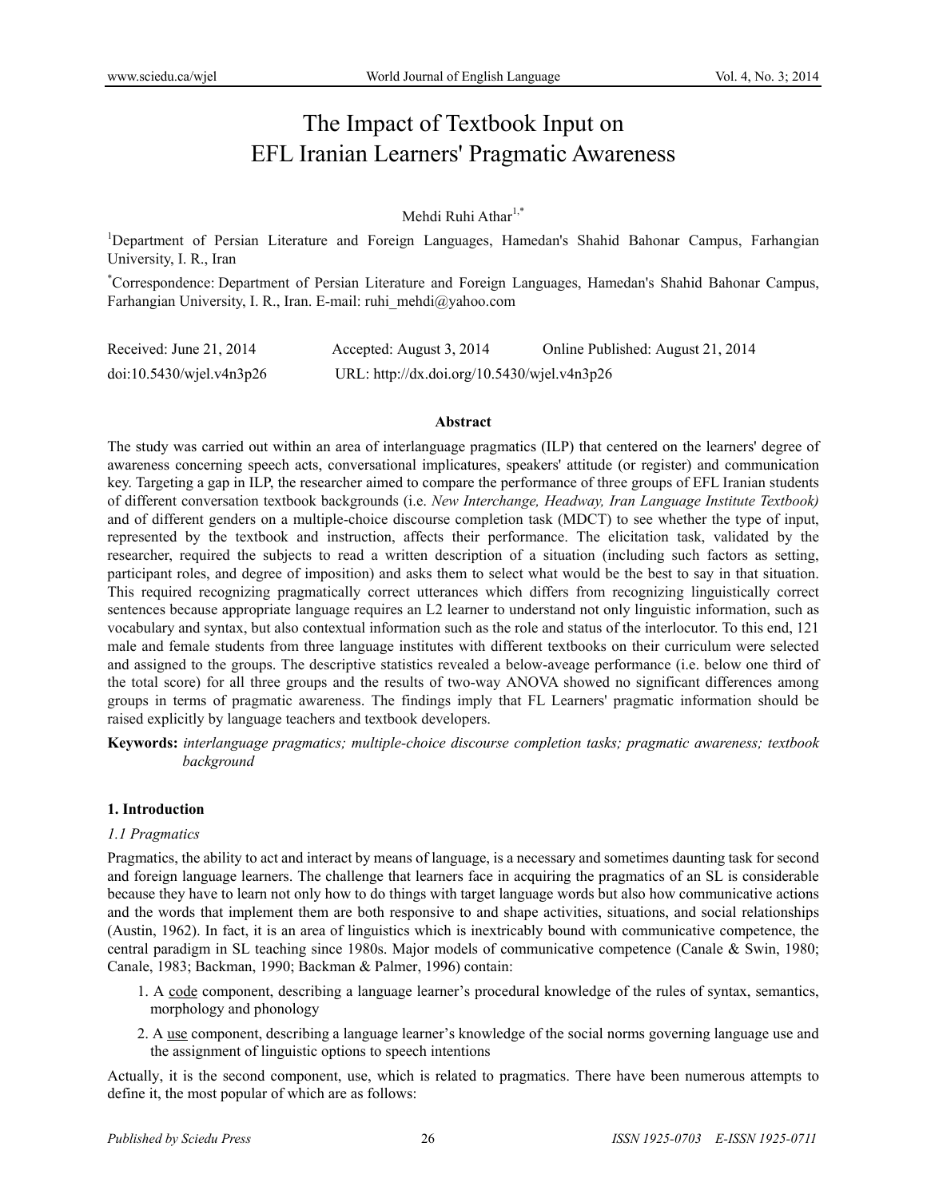# The Impact of Textbook Input on EFL Iranian Learners' Pragmatic Awareness

Mehdi Ruhi Athar[1,*]

[1]Department of Persian Literature and Foreign Languages, Hamedan's Shahid Bahonar Campus, Farhangian University, I. R., Iran

[*]Correspondence: Department of Persian Literature and Foreign Languages, Hamedan's Shahid Bahonar Campus, Farhangian University, I. R., Iran. E-mail: ruhi_mehdi@yahoo.com

Received: June 21, 2014 Accepted: August 3, 2014 Online Published: August 21, 2014

doi:10.5430/wjel.v4n3p26 URL: http://dx.doi.org/10.5430/wjel.v4n3p26

## Abstract

The study was carried out within an area of interlanguage pragmatics (ILP) that centered on the learners' degree of awareness concerning speech acts, conversational implicatures, speakers' attitude (or register) and communication key. Targeting a gap in ILP, the researcher aimed to compare the performance of three groups of EFL Iranian students of different conversation textbook backgrounds (i.e. *New Interchange, Headway, Iran Language Institute Textbook)* and of different genders on a multiple-choice discourse completion task (MDCT) to see whether the type of input, represented by the textbook and instruction, affects their performance. The elicitation task, validated by the researcher, required the subjects to read a written description of a situation (including such factors as setting, participant roles, and degree of imposition) and asks them to select what would be the best to say in that situation. This required recognizing pragmatically correct utterances which differs from recognizing linguistically correct sentences because appropriate language requires an L2 learner to understand not only linguistic information, such as vocabulary and syntax, but also contextual information such as the role and status of the interlocutor. To this end, 121 male and female students from three language institutes with different textbooks on their curriculum were selected and assigned to the groups. The descriptive statistics revealed a below-aveage performance (i.e. below one third of the total score) for all three groups and the results of two-way ANOVA showed no significant differences among groups in terms of pragmatic awareness. The findings imply that FL Learners' pragmatic information should be raised explicitly by language teachers and textbook developers.

**Keywords:** *interlanguage pragmatics; multiple-choice discourse completion tasks; pragmatic awareness; textbook background*

## 1. Introduction

### *1.1 Pragmatics*

Pragmatics, the ability to act and interact by means of language, is a necessary and sometimes daunting task for second and foreign language learners. The challenge that learners face in acquiring the pragmatics of an SL is considerable because they have to learn not only how to do things with target language words but also how communicative actions and the words that implement them are both responsive to and shape activities, situations, and social relationships (Austin, 1962). In fact, it is an area of linguistics which is inextricably bound with communicative competence, the central paradigm in SL teaching since 1980s. Major models of communicative competence (Canale & Swin, 1980; Canale, 1983; Backman, 1990; Backman & Palmer, 1996) contain:

1. A <u>code</u> component, describing a language learner's procedural knowledge of the rules of syntax, semantics, morphology and phonology
2. A <u>use</u> component, describing a language learner's knowledge of the social norms governing language use and the assignment of linguistic options to speech intentions

Actually, it is the second component, use, which is related to pragmatics. There have been numerous attempts to define it, the most popular of which are as follows: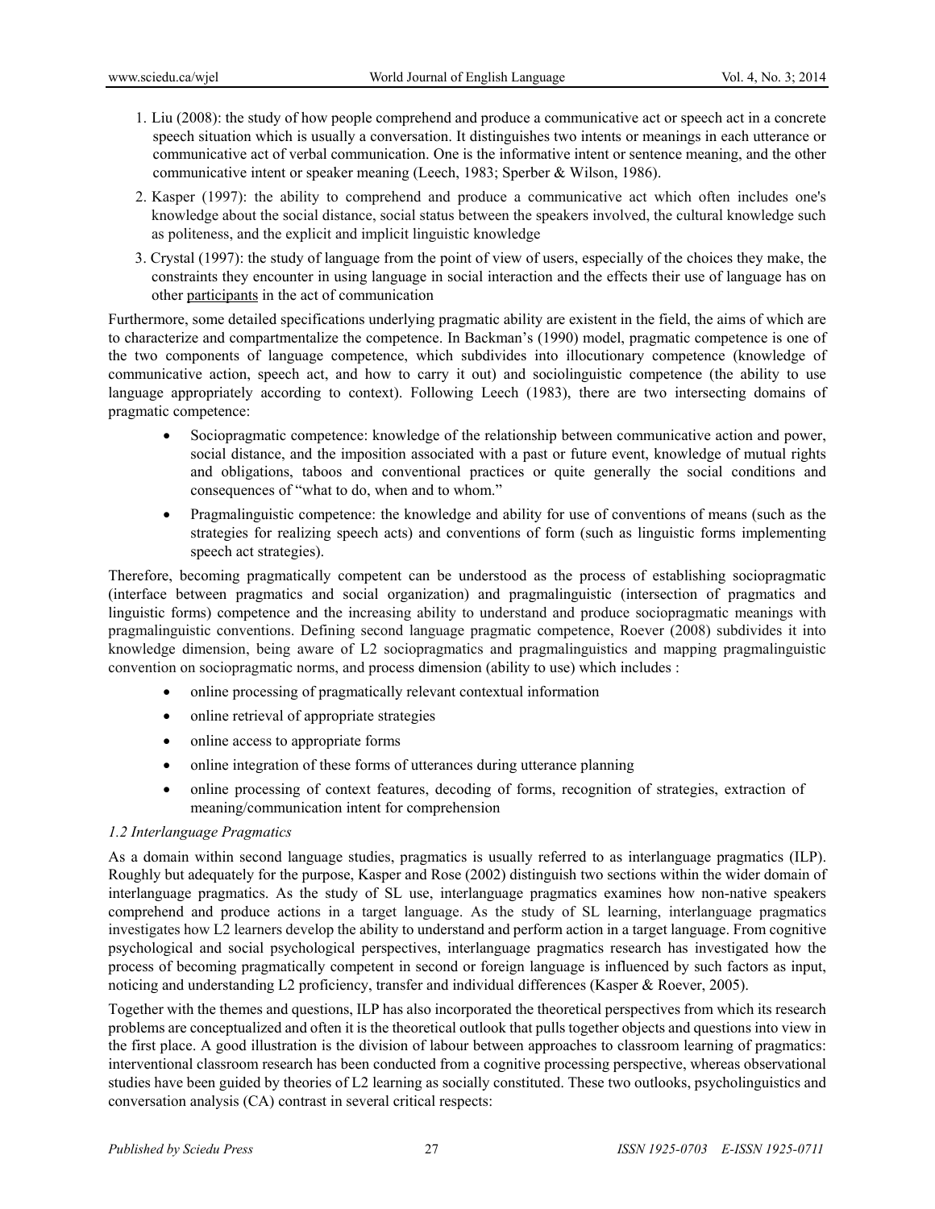1. Liu (2008): the study of how people comprehend and produce a communicative act or speech act in a concrete speech situation which is usually a conversation. It distinguishes two intents or meanings in each utterance or communicative act of verbal communication. One is the informative intent or sentence meaning, and the other communicative intent or speaker meaning (Leech, 1983; Sperber & Wilson, 1986).

2. Kasper (1997): the ability to comprehend and produce a communicative act which often includes one's knowledge about the social distance, social status between the speakers involved, the cultural knowledge such as politeness, and the explicit and implicit linguistic knowledge

3. Crystal (1997): the study of language from the point of view of users, especially of the choices they make, the constraints they encounter in using language in social interaction and the effects their use of language has on other participants in the act of communication

Furthermore, some detailed specifications underlying pragmatic ability are existent in the field, the aims of which are to characterize and compartmentalize the competence. In Backman's (1990) model, pragmatic competence is one of the two components of language competence, which subdivides into illocutionary competence (knowledge of communicative action, speech act, and how to carry it out) and sociolinguistic competence (the ability to use language appropriately according to context). Following Leech (1983), there are two intersecting domains of pragmatic competence:

- Sociopragmatic competence: knowledge of the relationship between communicative action and power, social distance, and the imposition associated with a past or future event, knowledge of mutual rights and obligations, taboos and conventional practices or quite generally the social conditions and consequences of "what to do, when and to whom."
- Pragmalinguistic competence: the knowledge and ability for use of conventions of means (such as the strategies for realizing speech acts) and conventions of form (such as linguistic forms implementing speech act strategies).

Therefore, becoming pragmatically competent can be understood as the process of establishing sociopragmatic (interface between pragmatics and social organization) and pragmalinguistic (intersection of pragmatics and linguistic forms) competence and the increasing ability to understand and produce sociopragmatic meanings with pragmalinguistic conventions. Defining second language pragmatic competence, Roever (2008) subdivides it into knowledge dimension, being aware of L2 sociopragmatics and pragmalinguistics and mapping pragmalinguistic convention on sociopragmatic norms, and process dimension (ability to use) which includes :

- online processing of pragmatically relevant contextual information
- online retrieval of appropriate strategies
- online access to appropriate forms
- online integration of these forms of utterances during utterance planning
- online processing of context features, decoding of forms, recognition of strategies, extraction of meaning/communication intent for comprehension

### *1.2 Interlanguage Pragmatics*

As a domain within second language studies, pragmatics is usually referred to as interlanguage pragmatics (ILP). Roughly but adequately for the purpose, Kasper and Rose (2002) distinguish two sections within the wider domain of interlanguage pragmatics. As the study of SL use, interlanguage pragmatics examines how non-native speakers comprehend and produce actions in a target language. As the study of SL learning, interlanguage pragmatics investigates how L2 learners develop the ability to understand and perform action in a target language. From cognitive psychological and social psychological perspectives, interlanguage pragmatics research has investigated how the process of becoming pragmatically competent in second or foreign language is influenced by such factors as input, noticing and understanding L2 proficiency, transfer and individual differences (Kasper & Roever, 2005).

Together with the themes and questions, ILP has also incorporated the theoretical perspectives from which its research problems are conceptualized and often it is the theoretical outlook that pulls together objects and questions into view in the first place. A good illustration is the division of labour between approaches to classroom learning of pragmatics: interventional classroom research has been conducted from a cognitive processing perspective, whereas observational studies have been guided by theories of L2 learning as socially constituted. These two outlooks, psycholinguistics and conversation analysis (CA) contrast in several critical respects: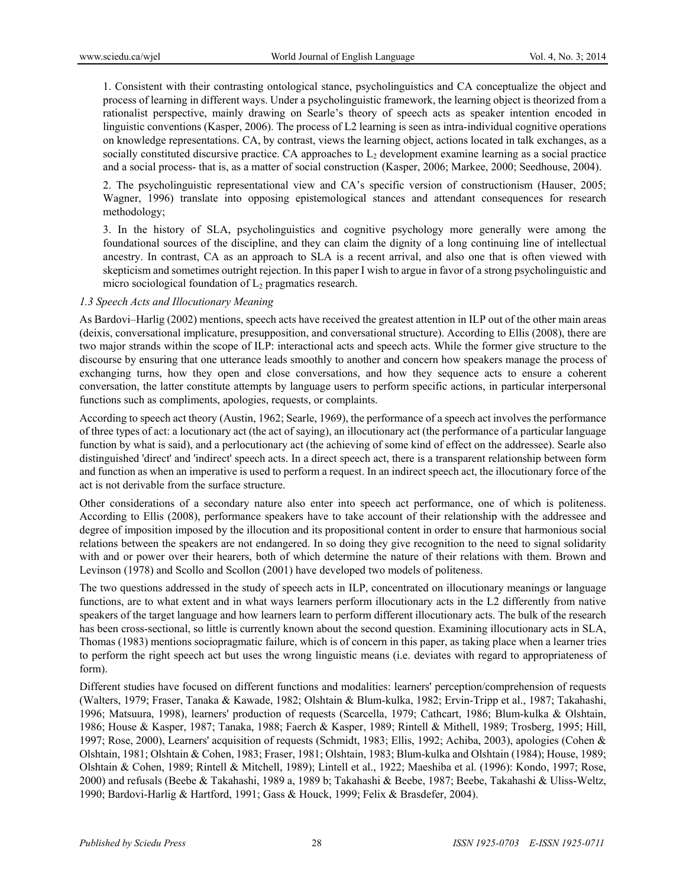1. Consistent with their contrasting ontological stance, psycholinguistics and CA conceptualize the object and process of learning in different ways. Under a psycholinguistic framework, the learning object is theorized from a rationalist perspective, mainly drawing on Searle's theory of speech acts as speaker intention encoded in linguistic conventions (Kasper, 2006). The process of L2 learning is seen as intra-individual cognitive operations on knowledge representations. CA, by contrast, views the learning object, actions located in talk exchanges, as a socially constituted discursive practice. CA approaches to $L_2$ development examine learning as a social practice and a social process- that is, as a matter of social construction (Kasper, 2006; Markee, 2000; Seedhouse, 2004).

2. The psycholinguistic representational view and CA's specific version of constructionism (Hauser, 2005; Wagner, 1996) translate into opposing epistemological stances and attendant consequences for research methodology;

3. In the history of SLA, psycholinguistics and cognitive psychology more generally were among the foundational sources of the discipline, and they can claim the dignity of a long continuing line of intellectual ancestry. In contrast, CA as an approach to SLA is a recent arrival, and also one that is often viewed with skepticism and sometimes outright rejection. In this paper I wish to argue in favor of a strong psycholinguistic and micro sociological foundation of $L_2$ pragmatics research.

### *1.3 Speech Acts and Illocutionary Meaning*

As Bardovi–Harlig (2002) mentions, speech acts have received the greatest attention in ILP out of the other main areas (deixis, conversational implicature, presupposition, and conversational structure). According to Ellis (2008), there are two major strands within the scope of ILP: interactional acts and speech acts. While the former give structure to the discourse by ensuring that one utterance leads smoothly to another and concern how speakers manage the process of exchanging turns, how they open and close conversations, and how they sequence acts to ensure a coherent conversation, the latter constitute attempts by language users to perform specific actions, in particular interpersonal functions such as compliments, apologies, requests, or complaints.

According to speech act theory (Austin, 1962; Searle, 1969), the performance of a speech act involves the performance of three types of act: a locutionary act (the act of saying), an illocutionary act (the performance of a particular language function by what is said), and a perlocutionary act (the achieving of some kind of effect on the addressee). Searle also distinguished 'direct' and 'indirect' speech acts. In a direct speech act, there is a transparent relationship between form and function as when an imperative is used to perform a request. In an indirect speech act, the illocutionary force of the act is not derivable from the surface structure.

Other considerations of a secondary nature also enter into speech act performance, one of which is politeness. According to Ellis (2008), performance speakers have to take account of their relationship with the addressee and degree of imposition imposed by the illocution and its propositional content in order to ensure that harmonious social relations between the speakers are not endangered. In so doing they give recognition to the need to signal solidarity with and or power over their hearers, both of which determine the nature of their relations with them. Brown and Levinson (1978) and Scollo and Scollon (2001) have developed two models of politeness.

The two questions addressed in the study of speech acts in ILP, concentrated on illocutionary meanings or language functions, are to what extent and in what ways learners perform illocutionary acts in the L2 differently from native speakers of the target language and how learners learn to perform different illocutionary acts. The bulk of the research has been cross-sectional, so little is currently known about the second question. Examining illocutionary acts in SLA, Thomas (1983) mentions sociopragmatic failure, which is of concern in this paper, as taking place when a learner tries to perform the right speech act but uses the wrong linguistic means (i.e. deviates with regard to appropriateness of form).

Different studies have focused on different functions and modalities: learners' perception/comprehension of requests (Walters, 1979; Fraser, Tanaka & Kawade, 1982; Olshtain & Blum-kulka, 1982; Ervin-Tripp et al., 1987; Takahashi, 1996; Matsuura, 1998), learners' production of requests (Scarcella, 1979; Cathcart, 1986; Blum-kulka & Olshtain, 1986; House & Kasper, 1987; Tanaka, 1988; Faerch & Kasper, 1989; Rintell & Mithell, 1989; Trosberg, 1995; Hill, 1997; Rose, 2000), Learners' acquisition of requests (Schmidt, 1983; Ellis, 1992; Achiba, 2003), apologies (Cohen & Olshtain, 1981; Olshtain & Cohen, 1983; Fraser, 1981; Olshtain, 1983; Blum-kulka and Olshtain (1984); House, 1989; Olshtain & Cohen, 1989; Rintell & Mitchell, 1989); Lintell et al., 1922; Maeshiba et al. (1996): Kondo, 1997; Rose, 2000) and refusals (Beebe & Takahashi, 1989 a, 1989 b; Takahashi & Beebe, 1987; Beebe, Takahashi & Uliss-Weltz, 1990; Bardovi-Harlig & Hartford, 1991; Gass & Houck, 1999; Felix & Brasdefer, 2004).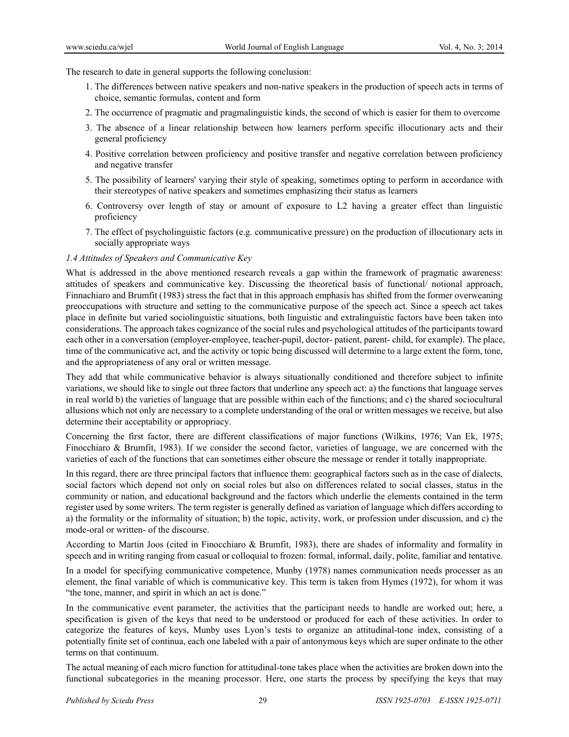The research to date in general supports the following conclusion:

1. The differences between native speakers and non-native speakers in the production of speech acts in terms of choice, semantic formulas, content and form
2. The occurrence of pragmatic and pragmalinguistic kinds, the second of which is easier for them to overcome
3. The absence of a linear relationship between how learners perform specific illocutionary acts and their general proficiency
4. Positive correlation between proficiency and positive transfer and negative correlation between proficiency and negative transfer
5. The possibility of learners' varying their style of speaking, sometimes opting to perform in accordance with their stereotypes of native speakers and sometimes emphasizing their status as learners
6. Controversy over length of stay or amount of exposure to L2 having a greater effect than linguistic proficiency
7. The effect of psycholinguistic factors (e.g. communicative pressure) on the production of illocutionary acts in socially appropriate ways

### *1.4 Attitudes of Speakers and Communicative Key*

What is addressed in the above mentioned research reveals a gap within the framework of pragmatic awareness: attitudes of speakers and communicative key. Discussing the theoretical basis of functional/ notional approach, Finnachiaro and Brumfit (1983) stress the fact that in this approach emphasis has shifted from the former overweaning preoccupations with structure and setting to the communicative purpose of the speech act. Since a speech act takes place in definite but varied sociolinguistic situations, both linguistic and extralinguistic factors have been taken into considerations. The approach takes cognizance of the social rules and psychological attitudes of the participants toward each other in a conversation (employer-employee, teacher-pupil, doctor- patient, parent- child, for example). The place, time of the communicative act, and the activity or topic being discussed will determine to a large extent the form, tone, and the appropriateness of any oral or written message.

They add that while communicative behavior is always situationally conditioned and therefore subject to infinite variations, we should like to single out three factors that underline any speech act: a) the functions that language serves in real world b) the varieties of language that are possible within each of the functions; and c) the shared sociocultural allusions which not only are necessary to a complete understanding of the oral or written messages we receive, but also determine their acceptability or appropriacy.

Concerning the first factor, there are different classifications of major functions (Wilkins, 1976; Van Ek, 1975; Finocchiaro & Brumfit, 1983). If we consider the second factor, varieties of language, we are concerned with the varieties of each of the functions that can sometimes either obscure the message or render it totally inappropriate.

In this regard, there are three principal factors that influence them: geographical factors such as in the case of dialects, social factors which depend not only on social roles but also on differences related to social classes, status in the community or nation, and educational background and the factors which underlie the elements contained in the term register used by some writers. The term register is generally defined as variation of language which differs according to a) the formality or the informality of situation; b) the topic, activity, work, or profession under discussion, and c) the mode-oral or written- of the discourse.

According to Martin Joos (cited in Finocchiaro & Brumfit, 1983), there are shades of informality and formality in speech and in writing ranging from casual or colloquial to frozen: formal, informal, daily, polite, familiar and tentative.

In a model for specifying communicative competence, Munby (1978) names communication needs processer as an element, the final variable of which is communicative key. This term is taken from Hymes (1972), for whom it was "the tone, manner, and spirit in which an act is done."

In the communicative event parameter, the activities that the participant needs to handle are worked out; here, a specification is given of the keys that need to be understood or produced for each of these activities. In order to categorize the features of keys, Munby uses Lyon's tests to organize an attitudinal-tone index, consisting of a potentially finite set of continua, each one labeled with a pair of antonymous keys which are super ordinate to the other terms on that continuum.

The actual meaning of each micro function for attitudinal-tone takes place when the activities are broken down into the functional subcategories in the meaning processor. Here, one starts the process by specifying the keys that may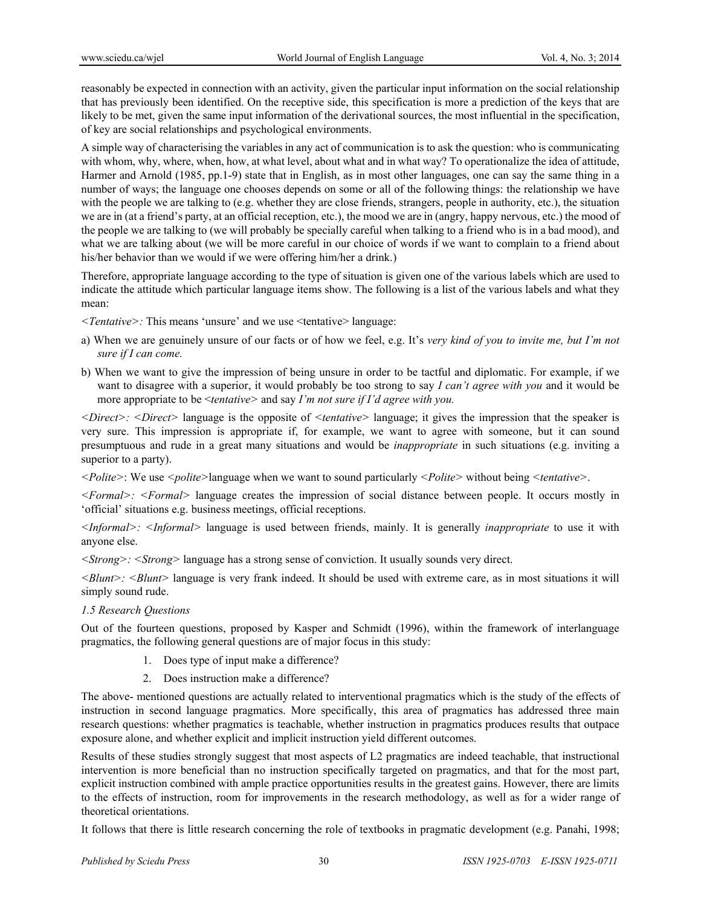reasonably be expected in connection with an activity, given the particular input information on the social relationship that has previously been identified. On the receptive side, this specification is more a prediction of the keys that are likely to be met, given the same input information of the derivational sources, the most influential in the specification, of key are social relationships and psychological environments.

A simple way of characterising the variables in any act of communication is to ask the question: who is communicating with whom, why, where, when, how, at what level, about what and in what way? To operationalize the idea of attitude, Harmer and Arnold (1985, pp.1-9) state that in English, as in most other languages, one can say the same thing in a number of ways; the language one chooses depends on some or all of the following things: the relationship we have with the people we are talking to (e.g. whether they are close friends, strangers, people in authority, etc.), the situation we are in (at a friend's party, at an official reception, etc.), the mood we are in (angry, happy nervous, etc.) the mood of the people we are talking to (we will probably be specially careful when talking to a friend who is in a bad mood), and what we are talking about (we will be more careful in our choice of words if we want to complain to a friend about his/her behavior than we would if we were offering him/her a drink.)

Therefore, appropriate language according to the type of situation is given one of the various labels which are used to indicate the attitude which particular language items show. The following is a list of the various labels and what they mean:

*<Tentative>:* This means 'unsure' and we use <tentative> language:

a) When we are genuinely unsure of our facts or of how we feel, e.g. It's *very kind of you to invite me, but I'm not sure if I can come.*

b) When we want to give the impression of being unsure in order to be tactful and diplomatic. For example, if we want to disagree with a superior, it would probably be too strong to say *I can't agree with you* and it would be more appropriate to be <*tentative*> and say *I'm not sure if I'd agree with you.*

*<Direct>:* <*Direct*> language is the opposite of <*tentative*> language; it gives the impression that the speaker is very sure. This impression is appropriate if, for example, we want to agree with someone, but it can sound presumptuous and rude in a great many situations and would be *inappropriate* in such situations (e.g. inviting a superior to a party).

*<Polite>*: We use <*polite*>language when we want to sound particularly <*Polite*> without being <*tentative*>.

*<Formal>:* <*Formal*> language creates the impression of social distance between people. It occurs mostly in 'official' situations e.g. business meetings, official receptions.

*<Informal>:* <*Informal*> language is used between friends, mainly. It is generally *inappropriate* to use it with anyone else.

*<Strong>:* <*Strong*> language has a strong sense of conviction. It usually sounds very direct.

*<Blunt>:* <*Blunt*> language is very frank indeed. It should be used with extreme care, as in most situations it will simply sound rude.

### *1.5 Research Questions*

Out of the fourteen questions, proposed by Kasper and Schmidt (1996), within the framework of interlanguage pragmatics, the following general questions are of major focus in this study:

1. Does type of input make a difference?
2. Does instruction make a difference?

The above- mentioned questions are actually related to interventional pragmatics which is the study of the effects of instruction in second language pragmatics. More specifically, this area of pragmatics has addressed three main research questions: whether pragmatics is teachable, whether instruction in pragmatics produces results that outpace exposure alone, and whether explicit and implicit instruction yield different outcomes.

Results of these studies strongly suggest that most aspects of L2 pragmatics are indeed teachable, that instructional intervention is more beneficial than no instruction specifically targeted on pragmatics, and that for the most part, explicit instruction combined with ample practice opportunities results in the greatest gains. However, there are limits to the effects of instruction, room for improvements in the research methodology, as well as for a wider range of theoretical orientations.

It follows that there is little research concerning the role of textbooks in pragmatic development (e.g. Panahi, 1998;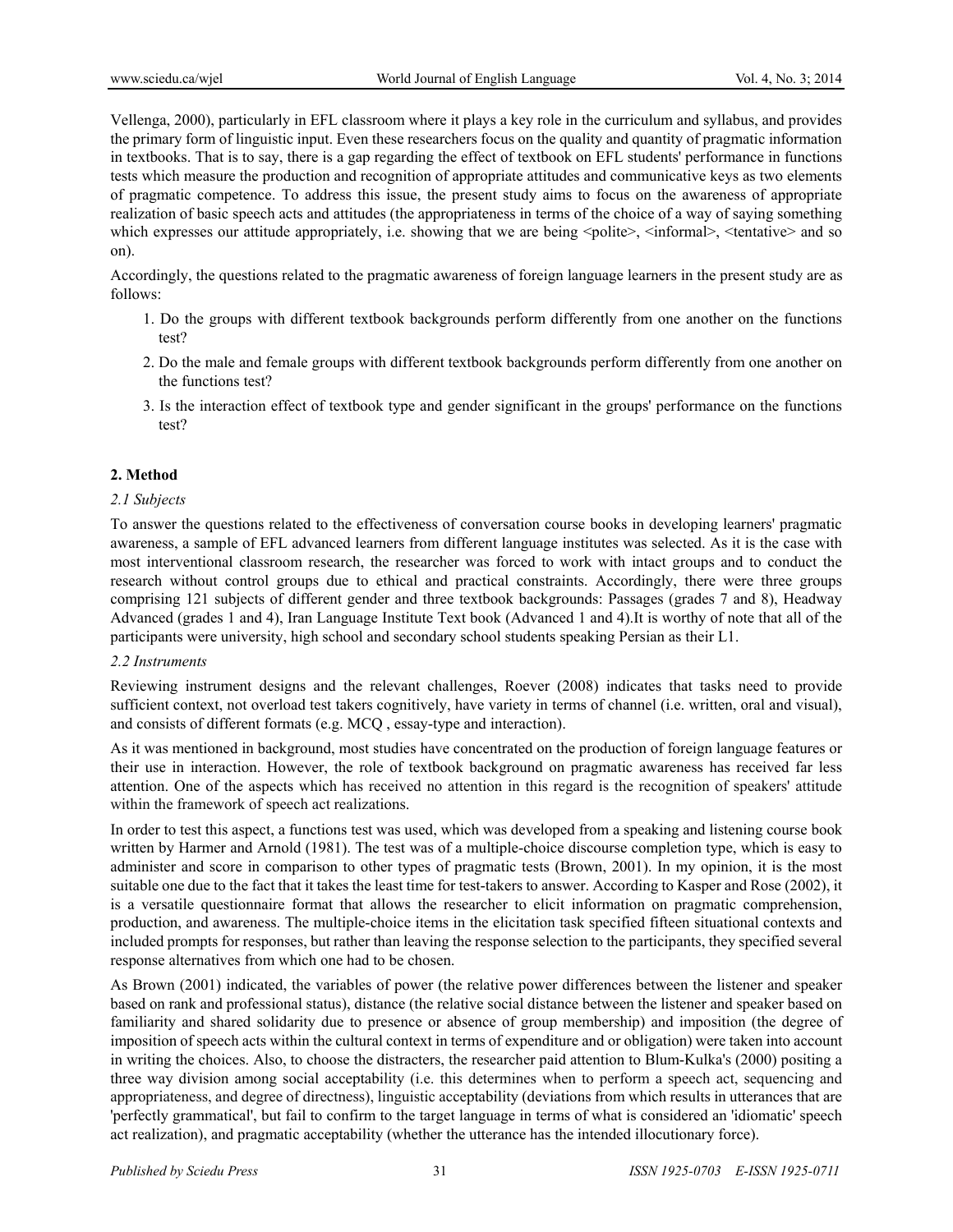Vellenga, 2000), particularly in EFL classroom where it plays a key role in the curriculum and syllabus, and provides the primary form of linguistic input. Even these researchers focus on the quality and quantity of pragmatic information in textbooks. That is to say, there is a gap regarding the effect of textbook on EFL students' performance in functions tests which measure the production and recognition of appropriate attitudes and communicative keys as two elements of pragmatic competence. To address this issue, the present study aims to focus on the awareness of appropriate realization of basic speech acts and attitudes (the appropriateness in terms of the choice of a way of saying something which expresses our attitude appropriately, i.e. showing that we are being <polite>, <informal>, <tentative> and so on).

Accordingly, the questions related to the pragmatic awareness of foreign language learners in the present study are as follows:

1. Do the groups with different textbook backgrounds perform differently from one another on the functions test?
2. Do the male and female groups with different textbook backgrounds perform differently from one another on the functions test?
3. Is the interaction effect of textbook type and gender significant in the groups' performance on the functions test?

## 2. Method

### *2.1 Subjects*

To answer the questions related to the effectiveness of conversation course books in developing learners' pragmatic awareness, a sample of EFL advanced learners from different language institutes was selected. As it is the case with most interventional classroom research, the researcher was forced to work with intact groups and to conduct the research without control groups due to ethical and practical constraints. Accordingly, there were three groups comprising 121 subjects of different gender and three textbook backgrounds: Passages (grades 7 and 8), Headway Advanced (grades 1 and 4), Iran Language Institute Text book (Advanced 1 and 4).It is worthy of note that all of the participants were university, high school and secondary school students speaking Persian as their L1.

### *2.2 Instruments*

Reviewing instrument designs and the relevant challenges, Roever (2008) indicates that tasks need to provide sufficient context, not overload test takers cognitively, have variety in terms of channel (i.e. written, oral and visual), and consists of different formats (e.g. MCQ , essay-type and interaction).

As it was mentioned in background, most studies have concentrated on the production of foreign language features or their use in interaction. However, the role of textbook background on pragmatic awareness has received far less attention. One of the aspects which has received no attention in this regard is the recognition of speakers' attitude within the framework of speech act realizations.

In order to test this aspect, a functions test was used, which was developed from a speaking and listening course book written by Harmer and Arnold (1981). The test was of a multiple-choice discourse completion type, which is easy to administer and score in comparison to other types of pragmatic tests (Brown, 2001). In my opinion, it is the most suitable one due to the fact that it takes the least time for test-takers to answer. According to Kasper and Rose (2002), it is a versatile questionnaire format that allows the researcher to elicit information on pragmatic comprehension, production, and awareness. The multiple-choice items in the elicitation task specified fifteen situational contexts and included prompts for responses, but rather than leaving the response selection to the participants, they specified several response alternatives from which one had to be chosen.

As Brown (2001) indicated, the variables of power (the relative power differences between the listener and speaker based on rank and professional status), distance (the relative social distance between the listener and speaker based on familiarity and shared solidarity due to presence or absence of group membership) and imposition (the degree of imposition of speech acts within the cultural context in terms of expenditure and or obligation) were taken into account in writing the choices. Also, to choose the distracters, the researcher paid attention to Blum-Kulka's (2000) positing a three way division among social acceptability (i.e. this determines when to perform a speech act, sequencing and appropriateness, and degree of directness), linguistic acceptability (deviations from which results in utterances that are 'perfectly grammatical', but fail to confirm to the target language in terms of what is considered an 'idiomatic' speech act realization), and pragmatic acceptability (whether the utterance has the intended illocutionary force).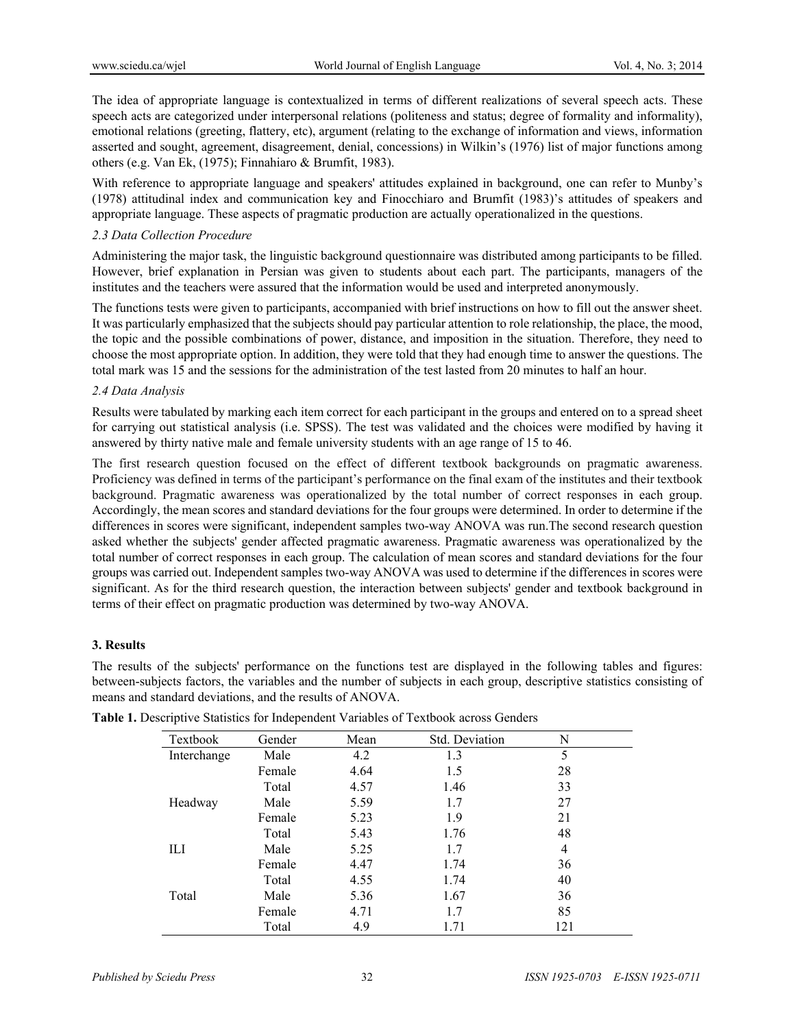The idea of appropriate language is contextualized in terms of different realizations of several speech acts. These speech acts are categorized under interpersonal relations (politeness and status; degree of formality and informality), emotional relations (greeting, flattery, etc), argument (relating to the exchange of information and views, information asserted and sought, agreement, disagreement, denial, concessions) in Wilkin's (1976) list of major functions among others (e.g. Van Ek, (1975); Finnahiaro & Brumfit, 1983).

With reference to appropriate language and speakers' attitudes explained in background, one can refer to Munby's (1978) attitudinal index and communication key and Finocchiaro and Brumfit (1983)'s attitudes of speakers and appropriate language. These aspects of pragmatic production are actually operationalized in the questions.

### *2.3 Data Collection Procedure*

Administering the major task, the linguistic background questionnaire was distributed among participants to be filled. However, brief explanation in Persian was given to students about each part. The participants, managers of the institutes and the teachers were assured that the information would be used and interpreted anonymously.

The functions tests were given to participants, accompanied with brief instructions on how to fill out the answer sheet. It was particularly emphasized that the subjects should pay particular attention to role relationship, the place, the mood, the topic and the possible combinations of power, distance, and imposition in the situation. Therefore, they need to choose the most appropriate option. In addition, they were told that they had enough time to answer the questions. The total mark was 15 and the sessions for the administration of the test lasted from 20 minutes to half an hour.

### *2.4 Data Analysis*

Results were tabulated by marking each item correct for each participant in the groups and entered on to a spread sheet for carrying out statistical analysis (i.e. SPSS). The test was validated and the choices were modified by having it answered by thirty native male and female university students with an age range of 15 to 46.

The first research question focused on the effect of different textbook backgrounds on pragmatic awareness. Proficiency was defined in terms of the participant's performance on the final exam of the institutes and their textbook background. Pragmatic awareness was operationalized by the total number of correct responses in each group. Accordingly, the mean scores and standard deviations for the four groups were determined. In order to determine if the differences in scores were significant, independent samples two-way ANOVA was run.The second research question asked whether the subjects' gender affected pragmatic awareness. Pragmatic awareness was operationalized by the total number of correct responses in each group. The calculation of mean scores and standard deviations for the four groups was carried out. Independent samples two-way ANOVA was used to determine if the differences in scores were significant. As for the third research question, the interaction between subjects' gender and textbook background in terms of their effect on pragmatic production was determined by two-way ANOVA.

## 3. Results

The results of the subjects' performance on the functions test are displayed in the following tables and figures: between-subjects factors, the variables and the number of subjects in each group, descriptive statistics consisting of means and standard deviations, and the results of ANOVA.

**Table 1.** Descriptive Statistics for Independent Variables of Textbook across Genders

| Textbook | Gender | Mean | Std. Deviation | N |
|---|---|---|---|---|
| Interchange | Male | 4.2 | 1.3 | 5 |
| | Female | 4.64 | 1.5 | 28 |
| | Total | 4.57 | 1.46 | 33 |
| Headway | Male | 5.59 | 1.7 | 27 |
| | Female | 5.23 | 1.9 | 21 |
| | Total | 5.43 | 1.76 | 48 |
| ILI | Male | 5.25 | 1.7 | 4 |
| | Female | 4.47 | 1.74 | 36 |
| | Total | 4.55 | 1.74 | 40 |
| Total | Male | 5.36 | 1.67 | 36 |
| | Female | 4.71 | 1.7 | 85 |
| | Total | 4.9 | 1.71 | 121 |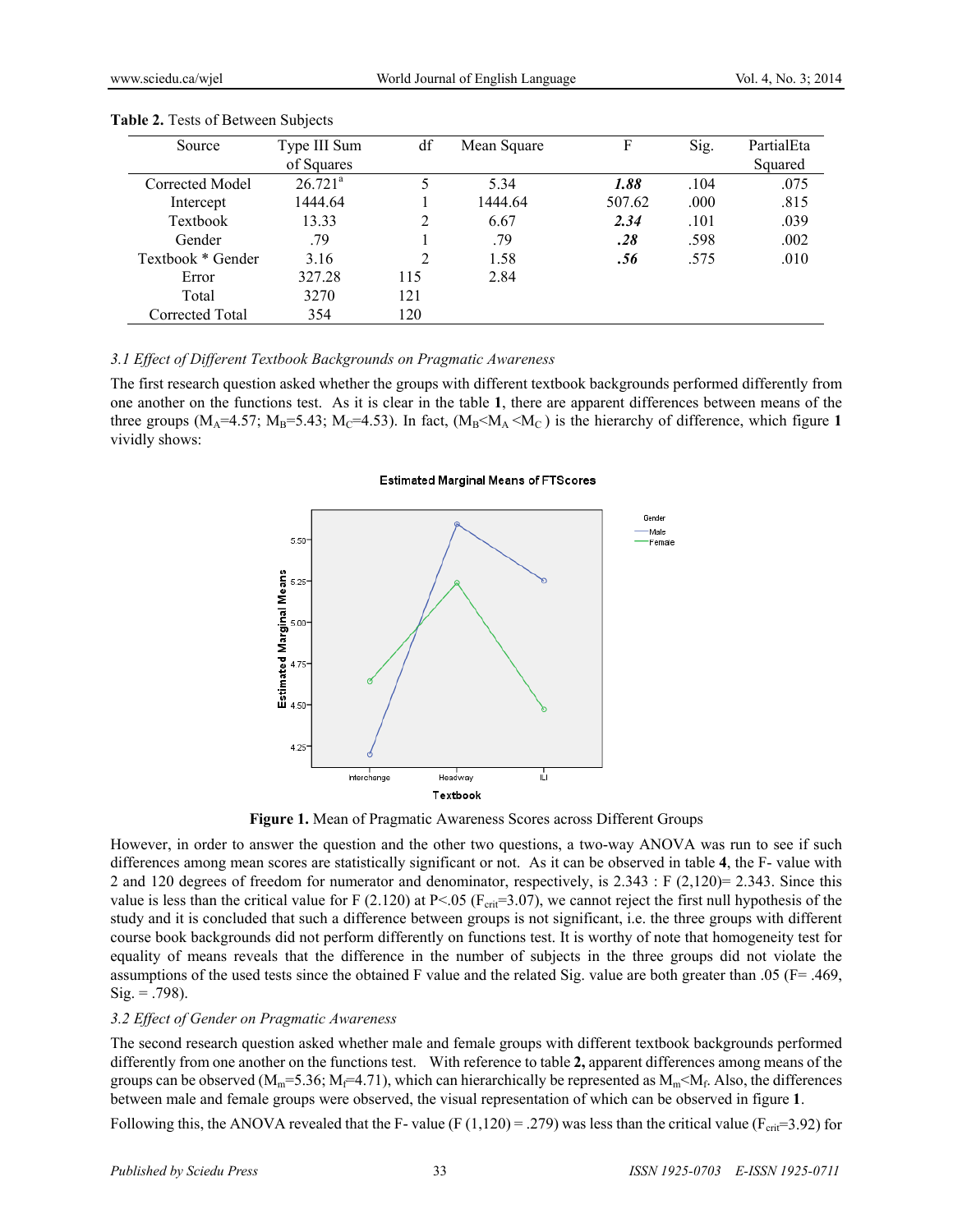**Table 2.** Tests of Between Subjects

| Source | Type III Sum of Squares | df | Mean Square | F | Sig. | PartialEta Squared |
|---|---|---|---|---|---|---|
| Corrected Model | 26.721[a] | 5 | 5.34 | ***1.88*** | .104 | .075 |
| Intercept | 1444.64 | 1 | 1444.64 | 507.62 | .000 | .815 |
| Textbook | 13.33 | 2 | 6.67 | ***2.34*** | .101 | .039 |
| Gender | .79 | 1 | .79 | ***.28*** | .598 | .002 |
| Textbook * Gender | 3.16 | 2 | 1.58 | ***.56*** | .575 | .010 |
| Error | 327.28 | 115 | 2.84 | | | |
| Total | 3270 | 121 | | | | |
| Corrected Total | 354 | 120 | | | | |

### *3.1 Effect of Different Textbook Backgrounds on Pragmatic Awareness*

The first research question asked whether the groups with different textbook backgrounds performed differently from one another on the functions test. As it is clear in the table **1**, there are apparent differences between means of the three groups ($M_A$=4.57; $M_B$=5.43; $M_C$=4.53). In fact, ($M_B$<$M_A$ <$M_C$ ) is the hierarchy of difference, which figure **1** vividly shows:

**Figure 1.** Mean of Pragmatic Awareness Scores across Different Groups

However, in order to answer the question and the other two questions, a two-way ANOVA was run to see if such differences among mean scores are statistically significant or not. As it can be observed in table **4**, the F- value with 2 and 120 degrees of freedom for numerator and denominator, respectively, is 2.343 : F (2,120)= 2.343. Since this value is less than the critical value for F (2.120) at P<.05 ($F_{crit}$=3.07), we cannot reject the first null hypothesis of the study and it is concluded that such a difference between groups is not significant, i.e. the three groups with different course book backgrounds did not perform differently on functions test. It is worthy of note that homogeneity test for equality of means reveals that the difference in the number of subjects in the three groups did not violate the assumptions of the used tests since the obtained F value and the related Sig. value are both greater than .05 (F= .469, Sig. = .798).

### *3.2 Effect of Gender on Pragmatic Awareness*

The second research question asked whether male and female groups with different textbook backgrounds performed differently from one another on the functions test. With reference to table **2,** apparent differences among means of the groups can be observed ($M_m$=5.36; $M_f$=4.71), which can hierarchically be represented as $M_m$<$M_f$. Also, the differences between male and female groups were observed, the visual representation of which can be observed in figure **1**.

Following this, the ANOVA revealed that the F- value (F (1,120) = .279) was less than the critical value ($F_{crit}$=3.92) for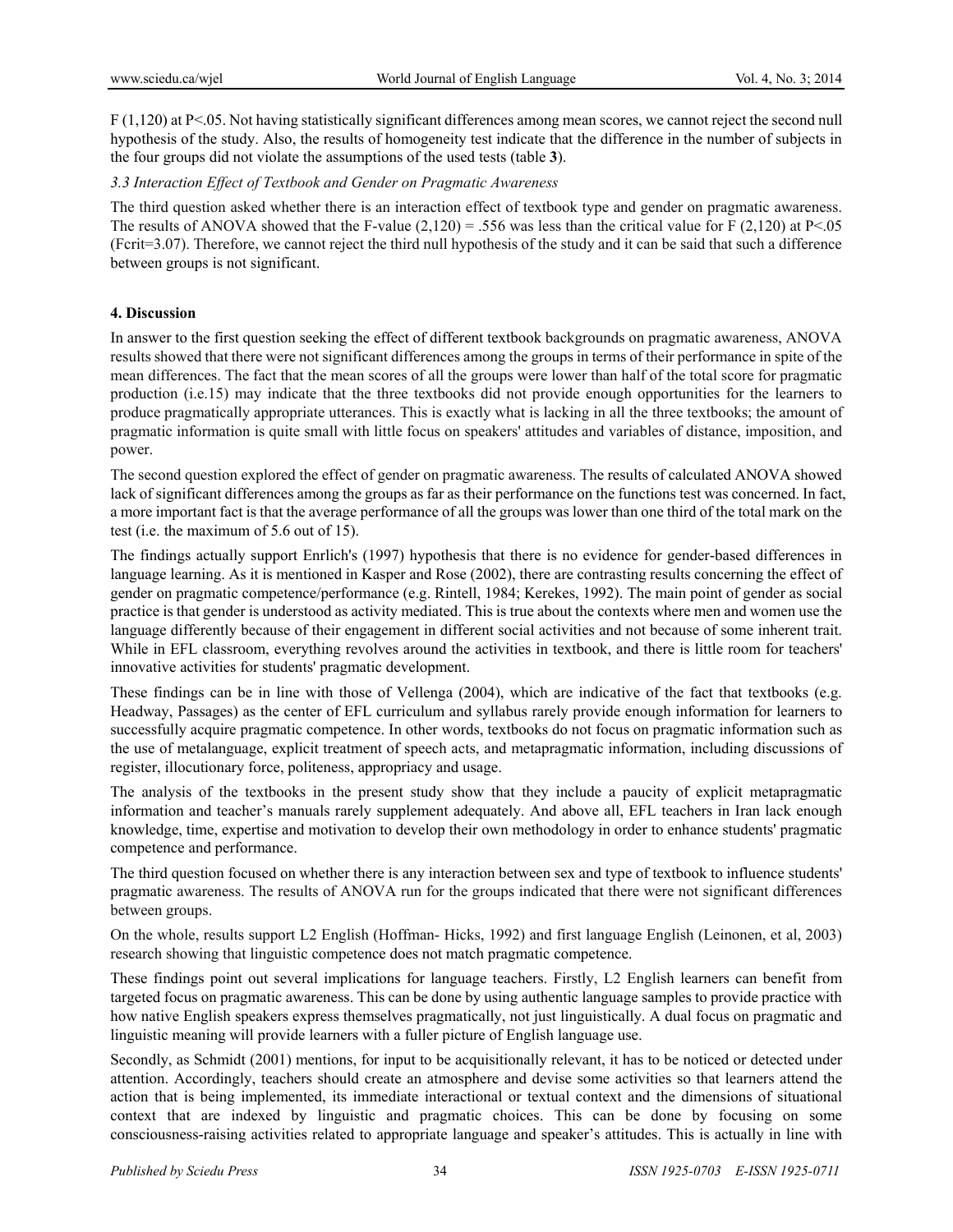$F(1,120)$ at $P<.05$. Not having statistically significant differences among mean scores, we cannot reject the second null hypothesis of the study. Also, the results of homogeneity test indicate that the difference in the number of subjects in the four groups did not violate the assumptions of the used tests (table **3**).

### *3.3 Interaction Effect of Textbook and Gender on Pragmatic Awareness*

The third question asked whether there is an interaction effect of textbook type and gender on pragmatic awareness. The results of ANOVA showed that the F-value $(2,120) = .556$ was less than the critical value for $F(2,120)$ at $P<.05$ ($F_{crit}=3.07$). Therefore, we cannot reject the third null hypothesis of the study and it can be said that such a difference between groups is not significant.

## 4. Discussion

In answer to the first question seeking the effect of different textbook backgrounds on pragmatic awareness, ANOVA results showed that there were not significant differences among the groups in terms of their performance in spite of the mean differences. The fact that the mean scores of all the groups were lower than half of the total score for pragmatic production (i.e.15) may indicate that the three textbooks did not provide enough opportunities for the learners to produce pragmatically appropriate utterances. This is exactly what is lacking in all the three textbooks; the amount of pragmatic information is quite small with little focus on speakers' attitudes and variables of distance, imposition, and power.

The second question explored the effect of gender on pragmatic awareness. The results of calculated ANOVA showed lack of significant differences among the groups as far as their performance on the functions test was concerned. In fact, a more important fact is that the average performance of all the groups was lower than one third of the total mark on the test (i.e. the maximum of 5.6 out of 15).

The findings actually support Enrlich's (1997) hypothesis that there is no evidence for gender-based differences in language learning. As it is mentioned in Kasper and Rose (2002), there are contrasting results concerning the effect of gender on pragmatic competence/performance (e.g. Rintell, 1984; Kerekes, 1992). The main point of gender as social practice is that gender is understood as activity mediated. This is true about the contexts where men and women use the language differently because of their engagement in different social activities and not because of some inherent trait. While in EFL classroom, everything revolves around the activities in textbook, and there is little room for teachers' innovative activities for students' pragmatic development.

These findings can be in line with those of Vellenga (2004), which are indicative of the fact that textbooks (e.g. Headway, Passages) as the center of EFL curriculum and syllabus rarely provide enough information for learners to successfully acquire pragmatic competence. In other words, textbooks do not focus on pragmatic information such as the use of metalanguage, explicit treatment of speech acts, and metapragmatic information, including discussions of register, illocutionary force, politeness, appropriacy and usage.

The analysis of the textbooks in the present study show that they include a paucity of explicit metapragmatic information and teacher's manuals rarely supplement adequately. And above all, EFL teachers in Iran lack enough knowledge, time, expertise and motivation to develop their own methodology in order to enhance students' pragmatic competence and performance.

The third question focused on whether there is any interaction between sex and type of textbook to influence students' pragmatic awareness. The results of ANOVA run for the groups indicated that there were not significant differences between groups.

On the whole, results support L2 English (Hoffman- Hicks, 1992) and first language English (Leinonen, et al, 2003) research showing that linguistic competence does not match pragmatic competence.

These findings point out several implications for language teachers. Firstly, L2 English learners can benefit from targeted focus on pragmatic awareness. This can be done by using authentic language samples to provide practice with how native English speakers express themselves pragmatically, not just linguistically. A dual focus on pragmatic and linguistic meaning will provide learners with a fuller picture of English language use.

Secondly, as Schmidt (2001) mentions, for input to be acquisitionally relevant, it has to be noticed or detected under attention. Accordingly, teachers should create an atmosphere and devise some activities so that learners attend the action that is being implemented, its immediate interactional or textual context and the dimensions of situational context that are indexed by linguistic and pragmatic choices. This can be done by focusing on some consciousness-raising activities related to appropriate language and speaker's attitudes. This is actually in line with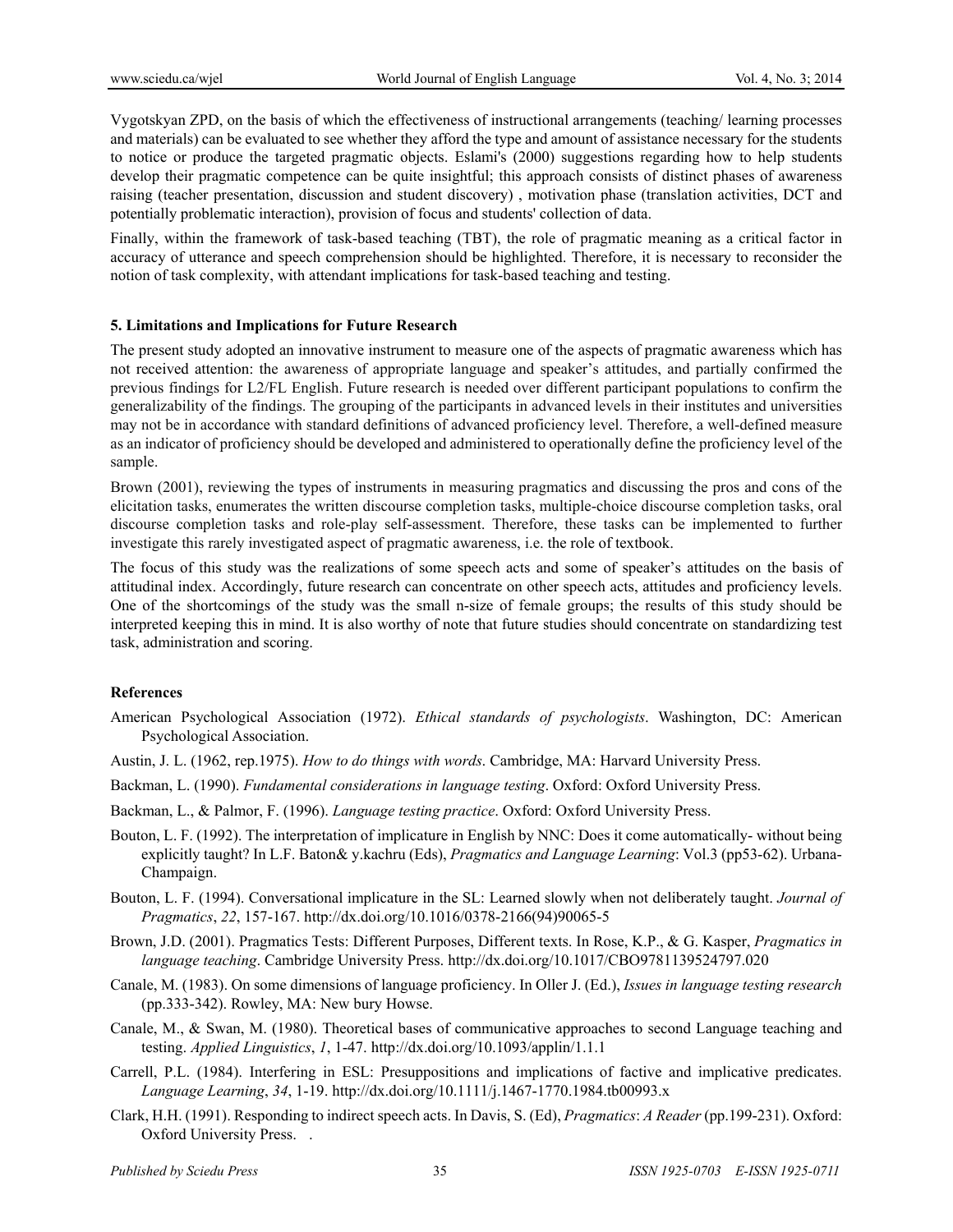Vygotskyan ZPD, on the basis of which the effectiveness of instructional arrangements (teaching/ learning processes and materials) can be evaluated to see whether they afford the type and amount of assistance necessary for the students to notice or produce the targeted pragmatic objects. Eslami's (2000) suggestions regarding how to help students develop their pragmatic competence can be quite insightful; this approach consists of distinct phases of awareness raising (teacher presentation, discussion and student discovery) , motivation phase (translation activities, DCT and potentially problematic interaction), provision of focus and students' collection of data.

Finally, within the framework of task-based teaching (TBT), the role of pragmatic meaning as a critical factor in accuracy of utterance and speech comprehension should be highlighted. Therefore, it is necessary to reconsider the notion of task complexity, with attendant implications for task-based teaching and testing.

## 5. Limitations and Implications for Future Research

The present study adopted an innovative instrument to measure one of the aspects of pragmatic awareness which has not received attention: the awareness of appropriate language and speaker's attitudes, and partially confirmed the previous findings for L2/FL English. Future research is needed over different participant populations to confirm the generalizability of the findings. The grouping of the participants in advanced levels in their institutes and universities may not be in accordance with standard definitions of advanced proficiency level. Therefore, a well-defined measure as an indicator of proficiency should be developed and administered to operationally define the proficiency level of the sample.

Brown (2001), reviewing the types of instruments in measuring pragmatics and discussing the pros and cons of the elicitation tasks, enumerates the written discourse completion tasks, multiple-choice discourse completion tasks, oral discourse completion tasks and role-play self-assessment. Therefore, these tasks can be implemented to further investigate this rarely investigated aspect of pragmatic awareness, i.e. the role of textbook.

The focus of this study was the realizations of some speech acts and some of speaker's attitudes on the basis of attitudinal index. Accordingly, future research can concentrate on other speech acts, attitudes and proficiency levels. One of the shortcomings of the study was the small n-size of female groups; the results of this study should be interpreted keeping this in mind. It is also worthy of note that future studies should concentrate on standardizing test task, administration and scoring.

## References

American Psychological Association (1972). *Ethical standards of psychologists*. Washington, DC: American Psychological Association.

Austin, J. L. (1962, rep.1975). *How to do things with words*. Cambridge, MA: Harvard University Press.

Backman, L. (1990). *Fundamental considerations in language testing*. Oxford: Oxford University Press.

Backman, L., & Palmor, F. (1996). *Language testing practice*. Oxford: Oxford University Press.

Bouton, L. F. (1992). The interpretation of implicature in English by NNC: Does it come automatically- without being explicitly taught? In L.F. Baton& y.kachru (Eds), *Pragmatics and Language Learning*: Vol.3 (pp53-62). Urbana-Champaign.

Bouton, L. F. (1994). Conversational implicature in the SL: Learned slowly when not deliberately taught. *Journal of Pragmatics*, *22*, 157-167. http://dx.doi.org/10.1016/0378-2166(94)90065-5

Brown, J.D. (2001). Pragmatics Tests: Different Purposes, Different texts. In Rose, K.P., & G. Kasper, *Pragmatics in language teaching*. Cambridge University Press. http://dx.doi.org/10.1017/CBO9781139524797.020

Canale, M. (1983). On some dimensions of language proficiency. In Oller J. (Ed.), *Issues in language testing research* (pp.333-342). Rowley, MA: New bury Howse.

Canale, M., & Swan, M. (1980). Theoretical bases of communicative approaches to second Language teaching and testing. *Applied Linguistics*, *1*, 1-47. http://dx.doi.org/10.1093/applin/1.1.1

Carrell, P.L. (1984). Interfering in ESL: Presuppositions and implications of factive and implicative predicates. *Language Learning*, *34*, 1-19. http://dx.doi.org/10.1111/j.1467-1770.1984.tb00993.x

Clark, H.H. (1991). Responding to indirect speech acts. In Davis, S. (Ed), *Pragmatics*: *A Reader* (pp.199-231). Oxford: Oxford University Press. .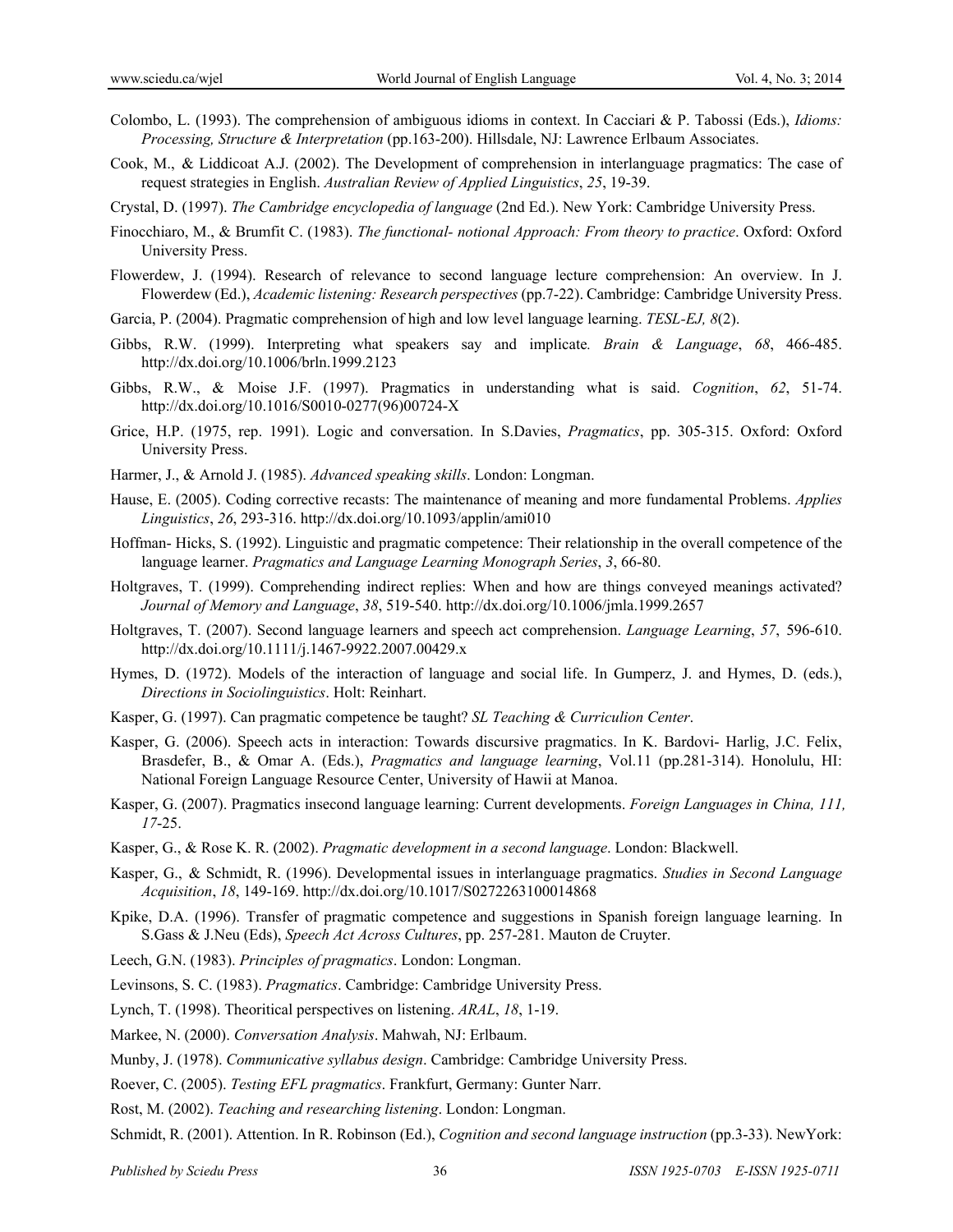Colombo, L. (1993). The comprehension of ambiguous idioms in context. In Cacciari & P. Tabossi (Eds.), *Idioms: Processing, Structure & Interpretation* (pp.163-200). Hillsdale, NJ: Lawrence Erlbaum Associates.

Cook, M., & Liddicoat A.J. (2002). The Development of comprehension in interlanguage pragmatics: The case of request strategies in English. *Australian Review of Applied Linguistics*, *25*, 19-39.

Crystal, D. (1997). *The Cambridge encyclopedia of language* (2nd Ed.). New York: Cambridge University Press.

Finocchiaro, M., & Brumfit C. (1983). *The functional- notional Approach: From theory to practice*. Oxford: Oxford University Press.

Flowerdew, J. (1994). Research of relevance to second language lecture comprehension: An overview. In J. Flowerdew (Ed.), *Academic listening: Research perspectives* (pp.7-22). Cambridge: Cambridge University Press.

Garcia, P. (2004). Pragmatic comprehension of high and low level language learning. *TESL-EJ, 8*(2).

Gibbs, R.W. (1999). Interpreting what speakers say and implicate. *Brain & Language*, *68*, 466-485. http://dx.doi.org/10.1006/brln.1999.2123

Gibbs, R.W., & Moise J.F. (1997). Pragmatics in understanding what is said. *Cognition*, *62*, 51-74. http://dx.doi.org/10.1016/S0010-0277(96)00724-X

Grice, H.P. (1975, rep. 1991). Logic and conversation. In S.Davies, *Pragmatics*, pp. 305-315. Oxford: Oxford University Press.

Harmer, J., & Arnold J. (1985). *Advanced speaking skills*. London: Longman.

Hause, E. (2005). Coding corrective recasts: The maintenance of meaning and more fundamental Problems. *Applies Linguistics*, *26*, 293-316. http://dx.doi.org/10.1093/applin/ami010

Hoffman- Hicks, S. (1992). Linguistic and pragmatic competence: Their relationship in the overall competence of the language learner. *Pragmatics and Language Learning Monograph Series*, *3*, 66-80.

Holtgraves, T. (1999). Comprehending indirect replies: When and how are things conveyed meanings activated? *Journal of Memory and Language*, *38*, 519-540. http://dx.doi.org/10.1006/jmla.1999.2657

Holtgraves, T. (2007). Second language learners and speech act comprehension. *Language Learning*, *57*, 596-610. http://dx.doi.org/10.1111/j.1467-9922.2007.00429.x

Hymes, D. (1972). Models of the interaction of language and social life. In Gumperz, J. and Hymes, D. (eds.), *Directions in Sociolinguistics*. Holt: Reinhart.

Kasper, G. (1997). Can pragmatic competence be taught? *SL Teaching & Curriculion Center*.

Kasper, G. (2006). Speech acts in interaction: Towards discursive pragmatics. In K. Bardovi- Harlig, J.C. Felix, Brasdefer, B., & Omar A. (Eds.), *Pragmatics and language learning*, Vol.11 (pp.281-314). Honolulu, HI: National Foreign Language Resource Center, University of Hawii at Manoa.

Kasper, G. (2007). Pragmatics insecond language learning: Current developments. *Foreign Languages in China, 111, 17*-25.

Kasper, G., & Rose K. R. (2002). *Pragmatic development in a second language*. London: Blackwell.

Kasper, G., & Schmidt, R. (1996). Developmental issues in interlanguage pragmatics. *Studies in Second Language Acquisition*, *18*, 149-169. http://dx.doi.org/10.1017/S0272263100014868

Kpike, D.A. (1996). Transfer of pragmatic competence and suggestions in Spanish foreign language learning. In S.Gass & J.Neu (Eds), *Speech Act Across Cultures*, pp. 257-281. Mauton de Cruyter.

Leech, G.N. (1983). *Principles of pragmatics*. London: Longman.

Levinsons, S. C. (1983). *Pragmatics*. Cambridge: Cambridge University Press.

Lynch, T. (1998). Theoritical perspectives on listening. *ARAL*, *18*, 1-19.

Markee, N. (2000). *Conversation Analysis*. Mahwah, NJ: Erlbaum.

Munby, J. (1978). *Communicative syllabus design*. Cambridge: Cambridge University Press.

Roever, C. (2005). *Testing EFL pragmatics*. Frankfurt, Germany: Gunter Narr.

Rost, M. (2002). *Teaching and researching listening*. London: Longman.

Schmidt, R. (2001). Attention. In R. Robinson (Ed.), *Cognition and second language instruction* (pp.3-33). NewYork: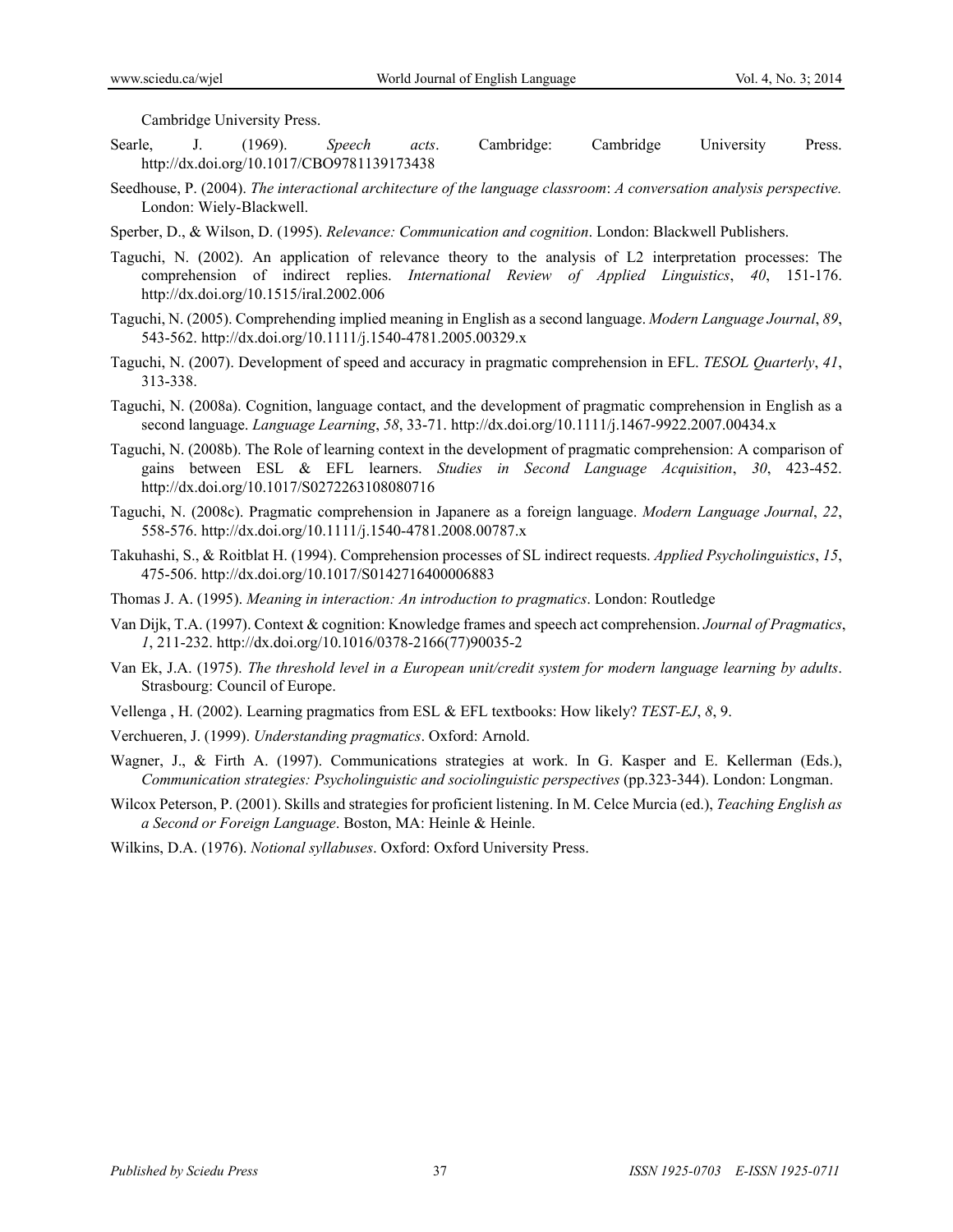Cambridge University Press.

Searle, J. (1969). *Speech acts*. Cambridge: Cambridge University Press. http://dx.doi.org/10.1017/CBO9781139173438

Seedhouse, P. (2004). *The interactional architecture of the language classroom*: *A conversation analysis perspective.* London: Wiely-Blackwell.

Sperber, D., & Wilson, D. (1995). *Relevance: Communication and cognition*. London: Blackwell Publishers.

Taguchi, N. (2002). An application of relevance theory to the analysis of L2 interpretation processes: The comprehension of indirect replies. *International Review of Applied Linguistics*, *40*, 151-176. http://dx.doi.org/10.1515/iral.2002.006

Taguchi, N. (2005). Comprehending implied meaning in English as a second language. *Modern Language Journal*, *89*, 543-562. http://dx.doi.org/10.1111/j.1540-4781.2005.00329.x

Taguchi, N. (2007). Development of speed and accuracy in pragmatic comprehension in EFL. *TESOL Quarterly*, *41*, 313-338.

Taguchi, N. (2008a). Cognition, language contact, and the development of pragmatic comprehension in English as a second language. *Language Learning*, *58*, 33-71. http://dx.doi.org/10.1111/j.1467-9922.2007.00434.x

Taguchi, N. (2008b). The Role of learning context in the development of pragmatic comprehension: A comparison of gains between ESL & EFL learners. *Studies in Second Language Acquisition*, *30*, 423-452. http://dx.doi.org/10.1017/S0272263108080716

Taguchi, N. (2008c). Pragmatic comprehension in Japanere as a foreign language. *Modern Language Journal*, *22*, 558-576. http://dx.doi.org/10.1111/j.1540-4781.2008.00787.x

Takuhashi, S., & Roitblat H. (1994). Comprehension processes of SL indirect requests. *Applied Psycholinguistics*, *15*, 475-506. http://dx.doi.org/10.1017/S0142716400006883

Thomas J. A. (1995). *Meaning in interaction: An introduction to pragmatics*. London: Routledge

Van Dijk, T.A. (1997). Context & cognition: Knowledge frames and speech act comprehension. *Journal of Pragmatics*, *1*, 211-232. http://dx.doi.org/10.1016/0378-2166(77)90035-2

Van Ek, J.A. (1975). *The threshold level in a European unit/credit system for modern language learning by adults*. Strasbourg: Council of Europe.

Vellenga , H. (2002). Learning pragmatics from ESL & EFL textbooks: How likely? *TEST-EJ*, *8*, 9.

Verchueren, J. (1999). *Understanding pragmatics*. Oxford: Arnold.

Wagner, J., & Firth A. (1997). Communications strategies at work. In G. Kasper and E. Kellerman (Eds.), *Communication strategies: Psycholinguistic and sociolinguistic perspectives* (pp.323-344). London: Longman.

Wilcox Peterson, P. (2001). Skills and strategies for proficient listening. In M. Celce Murcia (ed.), *Teaching English as a Second or Foreign Language*. Boston, MA: Heinle & Heinle.

Wilkins, D.A. (1976). *Notional syllabuses*. Oxford: Oxford University Press.